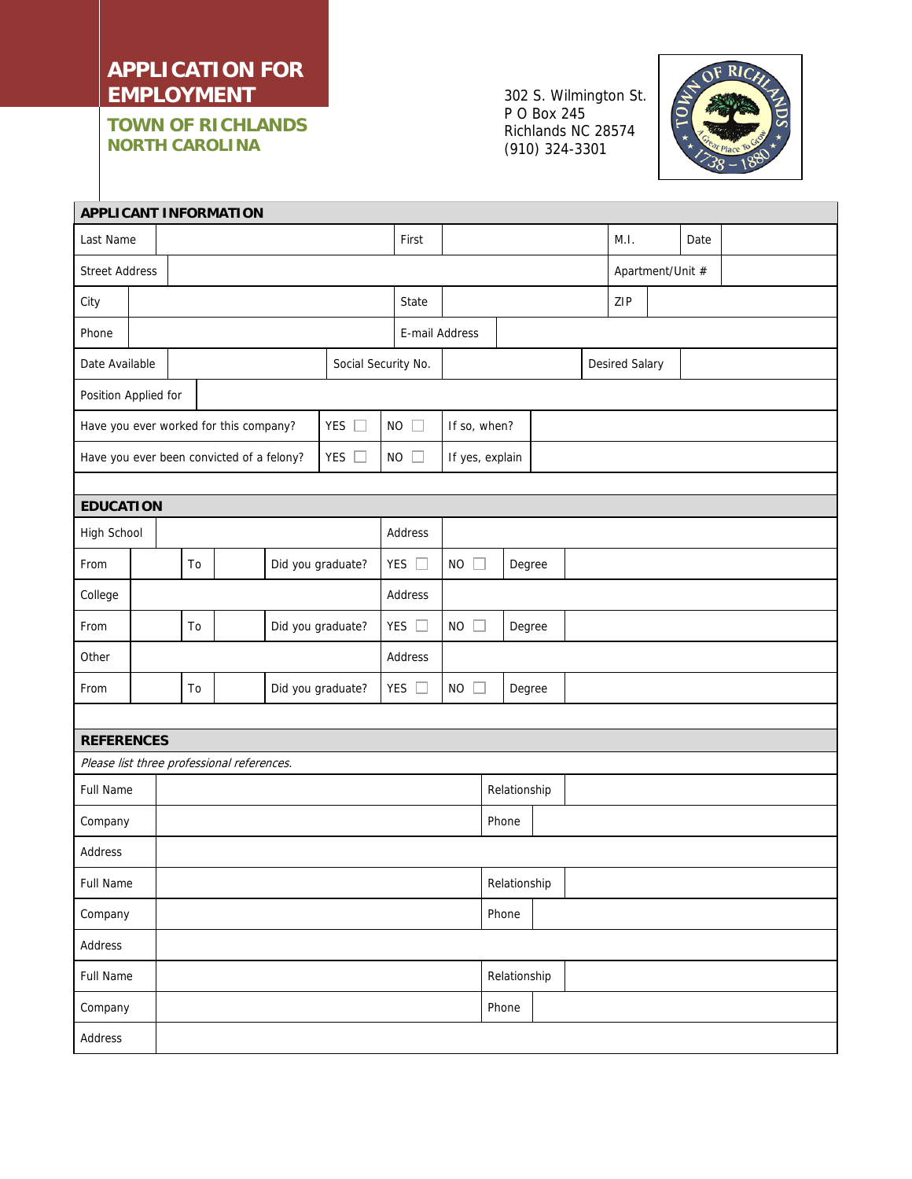# APPLICATION FOR EMPLOYMENT

**TOWN OF RICHLANDS**
**NORTH CAROLINA**

302 S. Wilmington St.
P O Box 245
Richlands NC 28574
(910) 324-3301

## APPLICANT INFORMATION

| | | | | | | | |
|---|---|---|---|---|---|---|---|
| Last Name | | First | | M.I. | | Date | |
| Street Address | | | | Apartment/Unit # | | | |
| City | | State | | ZIP | | | |
| Phone | | E-mail Address | | | | | |
| Date Available | | Social Security No. | | Desired Salary | | | |
| Position Applied for | | | | | | | |
| Have you ever worked for this company? | YES ☐ | NO ☐ | If so, when? | | | | |
| Have you ever been convicted of a felony? | YES ☐ | NO ☐ | If yes, explain | | | | |

## EDUCATION

| | | | | | | | |
|---|---|---|---|---|---|---|---|
| High School | | | | Address | | | |
| From | | To | | Did you graduate? | YES ☐ | NO ☐ | Degree |
| College | | | | Address | | | |
| From | | To | | Did you graduate? | YES ☐ | NO ☐ | Degree |
| Other | | | | Address | | | |
| From | | To | | Did you graduate? | YES ☐ | NO ☐ | Degree |

## REFERENCES

*Please list three professional references.*

| | | | |
|---|---|---|---|
| Full Name | | Relationship | |
| Company | | Phone | |
| Address | | | |
| Full Name | | Relationship | |
| Company | | Phone | |
| Address | | | |
| Full Name | | Relationship | |
| Company | | Phone | |
| Address | | | |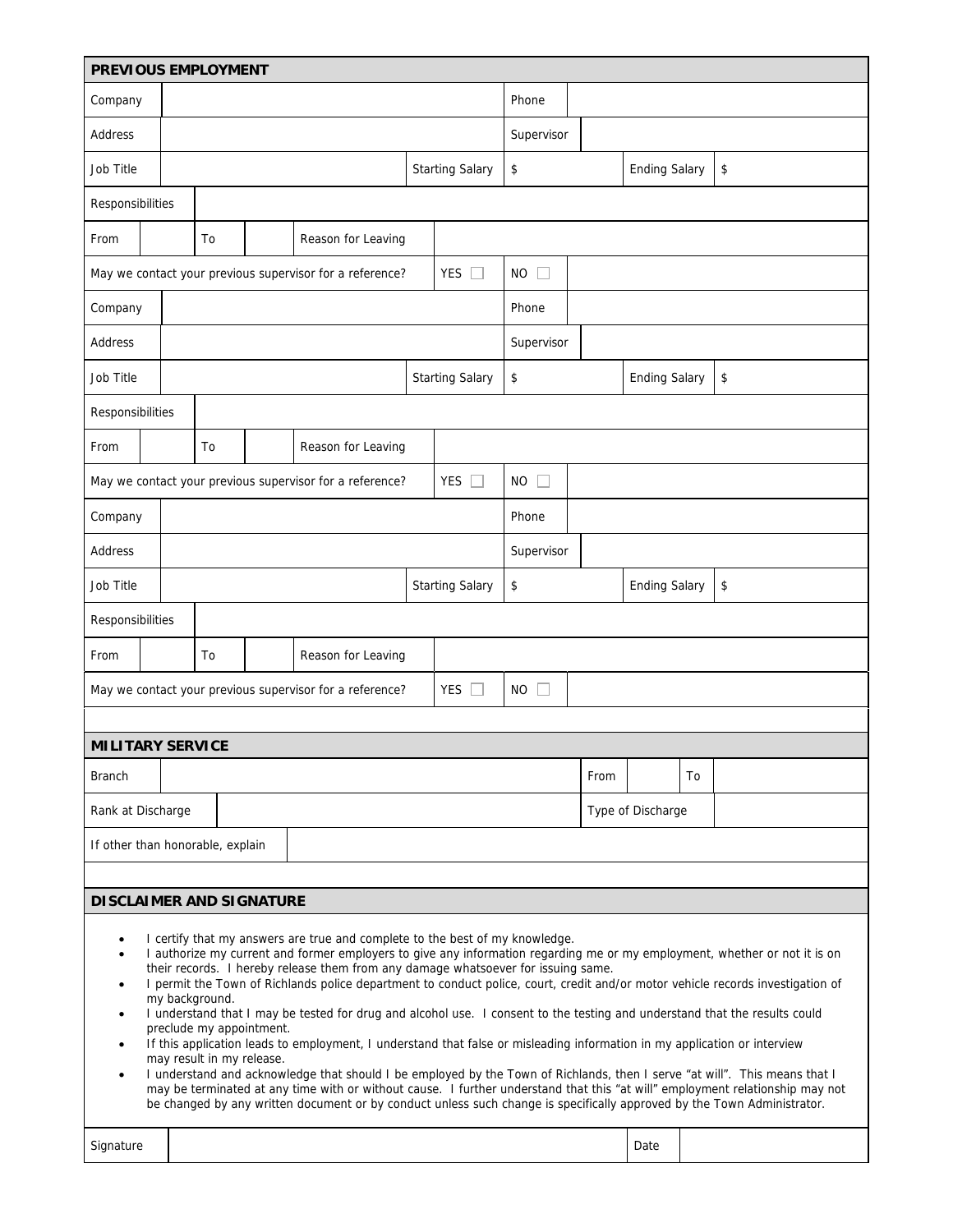## PREVIOUS EMPLOYMENT

| | | | | | |
|---|---|---|---|---|---|
| Company | | Phone | | | |
| Address | | Supervisor | | | |
| Job Title | | Starting Salary | $ | Ending Salary | $ |
| Responsibilities | | | | | |
| From | To | Reason for Leaving | | | |
| May we contact your previous supervisor for a reference? | YES ☐ | NO ☐ | | | |

| | | | | | |
|---|---|---|---|---|---|
| Company | | Phone | | | |
| Address | | Supervisor | | | |
| Job Title | | Starting Salary | $ | Ending Salary | $ |
| Responsibilities | | | | | |
| From | To | Reason for Leaving | | | |
| May we contact your previous supervisor for a reference? | YES ☐ | NO ☐ | | | |

| | | | | | |
|---|---|---|---|---|---|
| Company | | Phone | | | |
| Address | | Supervisor | | | |
| Job Title | | Starting Salary | $ | Ending Salary | $ |
| Responsibilities | | | | | |
| From | To | Reason for Leaving | | | |
| May we contact your previous supervisor for a reference? | YES ☐ | NO ☐ | | | |

## MILITARY SERVICE

| | | | | | |
|---|---|---|---|---|---|
| Branch | | From | | To | |
| Rank at Discharge | | Type of Discharge | | | |
| If other than honorable, explain | | | | | |

## DISCLAIMER AND SIGNATURE

- I certify that my answers are true and complete to the best of my knowledge.
- I authorize my current and former employers to give any information regarding me or my employment, whether or not it is on their records. I hereby release them from any damage whatsoever for issuing same.
- I permit the Town of Richlands police department to conduct police, court, credit and/or motor vehicle records investigation of my background.
- I understand that I may be tested for drug and alcohol use. I consent to the testing and understand that the results could preclude my appointment.
- If this application leads to employment, I understand that false or misleading information in my application or interview may result in my release.
- I understand and acknowledge that should I be employed by the Town of Richlands, then I serve "at will". This means that I may be terminated at any time with or without cause. I further understand that this "at will" employment relationship may not be changed by any written document or by conduct unless such change is specifically approved by the Town Administrator.

| | | | |
|---|---|---|---|
| Signature | | Date | |